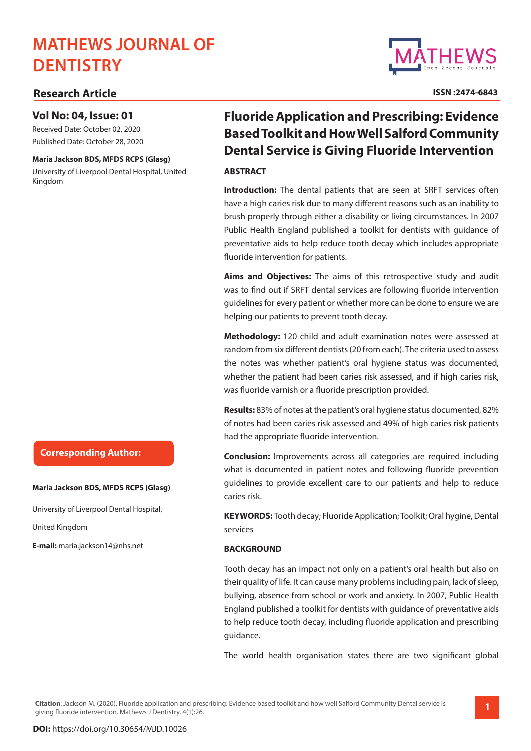# MATHEWS JOURNAL OF DENTISTRY

**Research Article**

ISSN :2474-6843

**Vol No: 04, Issue: 01**

Received Date: October 02, 2020

Published Date: October 28, 2020

**Maria Jackson BDS, MFDS RCPS (Glasg)**

University of Liverpool Dental Hospital, United Kingdom

**Corresponding Author:**

**Maria Jackson BDS, MFDS RCPS (Glasg)**

University of Liverpool Dental Hospital,

United Kingdom

**E-mail:** maria.jackson14@nhs.net

# Fluoride Application and Prescribing: Evidence Based Toolkit and How Well Salford Community Dental Service is Giving Fluoride Intervention

## ABSTRACT

**Introduction:** The dental patients that are seen at SRFT services often have a high caries risk due to many different reasons such as an inability to brush properly through either a disability or living circumstances. In 2007 Public Health England published a toolkit for dentists with guidance of preventative aids to help reduce tooth decay which includes appropriate fluoride intervention for patients.

**Aims and Objectives:** The aims of this retrospective study and audit was to find out if SRFT dental services are following fluoride intervention guidelines for every patient or whether more can be done to ensure we are helping our patients to prevent tooth decay.

**Methodology:** 120 child and adult examination notes were assessed at random from six different dentists (20 from each). The criteria used to assess the notes was whether patient's oral hygiene status was documented, whether the patient had been caries risk assessed, and if high caries risk, was fluoride varnish or a fluoride prescription provided.

**Results:** 83% of notes at the patient's oral hygiene status documented, 82% of notes had been caries risk assessed and 49% of high caries risk patients had the appropriate fluoride intervention.

**Conclusion:** Improvements across all categories are required including what is documented in patient notes and following fluoride prevention guidelines to provide excellent care to our patients and help to reduce caries risk.

**KEYWORDS:** Tooth decay; Fluoride Application; Toolkit; Oral hygine, Dental services

## BACKGROUND

Tooth decay has an impact not only on a patient's oral health but also on their quality of life. It can cause many problems including pain, lack of sleep, bullying, absence from school or work and anxiety. In 2007, Public Health England published a toolkit for dentists with guidance of preventative aids to help reduce tooth decay, including fluoride application and prescribing guidance.

The world health organisation states there are two significant global

**Citation**: Jackson M. (2020). Fluoride application and prescribing: Evidence based toolkit and how well Salford Community Dental service is giving fluoride intervention. Mathews J Dentistry. 4(1):26.

**DOI:** https://doi.org/10.30654/MJD.10026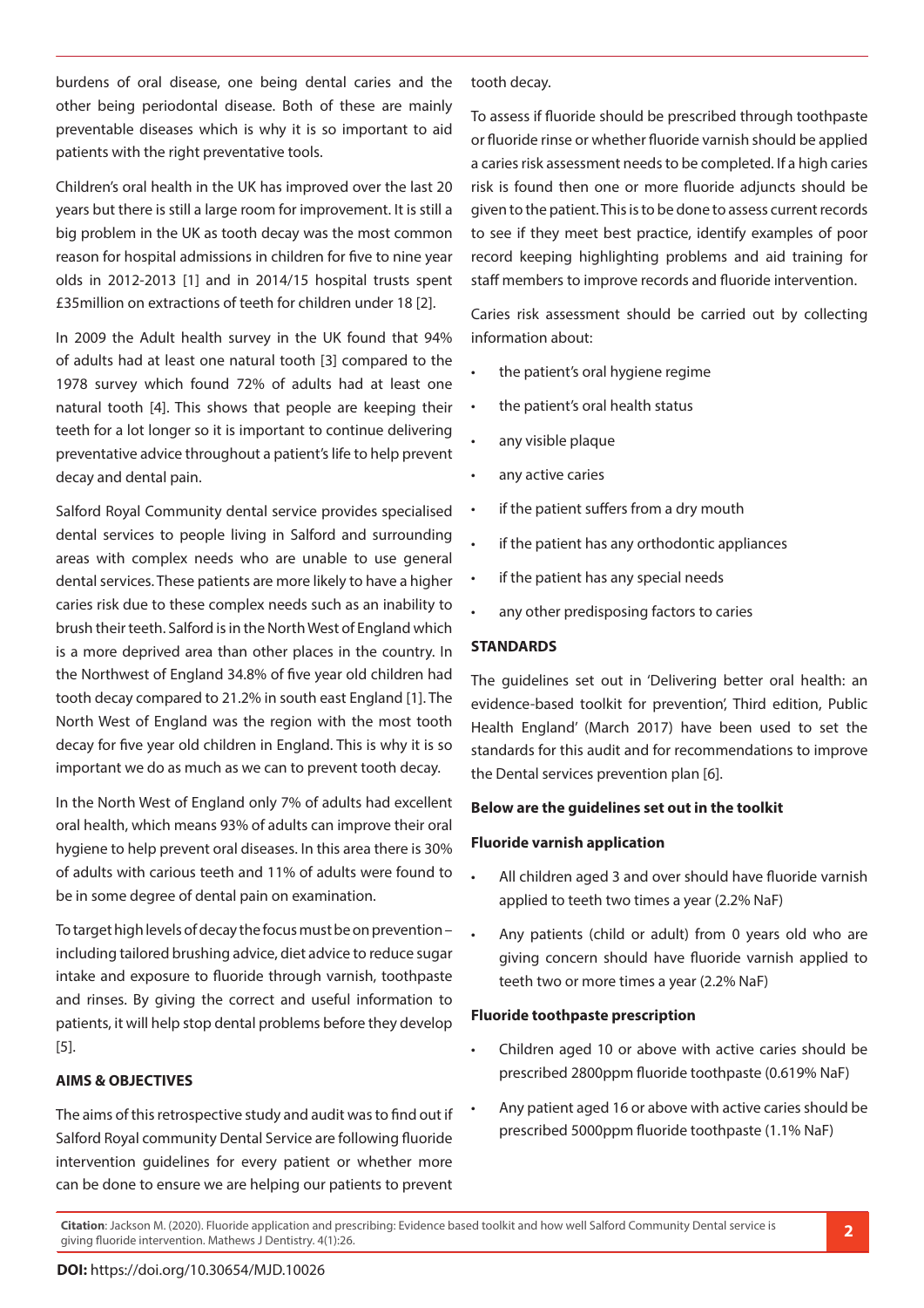burdens of oral disease, one being dental caries and the other being periodontal disease. Both of these are mainly preventable diseases which is why it is so important to aid patients with the right preventative tools.

Children's oral health in the UK has improved over the last 20 years but there is still a large room for improvement. It is still a big problem in the UK as tooth decay was the most common reason for hospital admissions in children for five to nine year olds in 2012-2013 [1] and in 2014/15 hospital trusts spent £35million on extractions of teeth for children under 18 [2].

In 2009 the Adult health survey in the UK found that 94% of adults had at least one natural tooth [3] compared to the 1978 survey which found 72% of adults had at least one natural tooth [4]. This shows that people are keeping their teeth for a lot longer so it is important to continue delivering preventative advice throughout a patient's life to help prevent decay and dental pain.

Salford Royal Community dental service provides specialised dental services to people living in Salford and surrounding areas with complex needs who are unable to use general dental services. These patients are more likely to have a higher caries risk due to these complex needs such as an inability to brush their teeth. Salford is in the North West of England which is a more deprived area than other places in the country. In the Northwest of England 34.8% of five year old children had tooth decay compared to 21.2% in south east England [1]. The North West of England was the region with the most tooth decay for five year old children in England. This is why it is so important we do as much as we can to prevent tooth decay.

In the North West of England only 7% of adults had excellent oral health, which means 93% of adults can improve their oral hygiene to help prevent oral diseases. In this area there is 30% of adults with carious teeth and 11% of adults were found to be in some degree of dental pain on examination.

To target high levels of decay the focus must be on prevention – including tailored brushing advice, diet advice to reduce sugar intake and exposure to fluoride through varnish, toothpaste and rinses. By giving the correct and useful information to patients, it will help stop dental problems before they develop [5].

## AIMS & OBJECTIVES

The aims of this retrospective study and audit was to find out if Salford Royal community Dental Service are following fluoride intervention guidelines for every patient or whether more can be done to ensure we are helping our patients to prevent tooth decay.

To assess if fluoride should be prescribed through toothpaste or fluoride rinse or whether fluoride varnish should be applied a caries risk assessment needs to be completed. If a high caries risk is found then one or more fluoride adjuncts should be given to the patient. This is to be done to assess current records to see if they meet best practice, identify examples of poor record keeping highlighting problems and aid training for staff members to improve records and fluoride intervention.

Caries risk assessment should be carried out by collecting information about:

- the patient's oral hygiene regime
- the patient's oral health status
- any visible plaque
- any active caries
- if the patient suffers from a dry mouth
- if the patient has any orthodontic appliances
- if the patient has any special needs
- any other predisposing factors to caries

## STANDARDS

The guidelines set out in 'Delivering better oral health: an evidence-based toolkit for prevention', Third edition, Public Health England' (March 2017) have been used to set the standards for this audit and for recommendations to improve the Dental services prevention plan [6].

**Below are the guidelines set out in the toolkit**

**Fluoride varnish application**

- All children aged 3 and over should have fluoride varnish applied to teeth two times a year (2.2% NaF)
- Any patients (child or adult) from 0 years old who are giving concern should have fluoride varnish applied to teeth two or more times a year (2.2% NaF)

**Fluoride toothpaste prescription**

- Children aged 10 or above with active caries should be prescribed 2800ppm fluoride toothpaste (0.619% NaF)
- Any patient aged 16 or above with active caries should be prescribed 5000ppm fluoride toothpaste (1.1% NaF)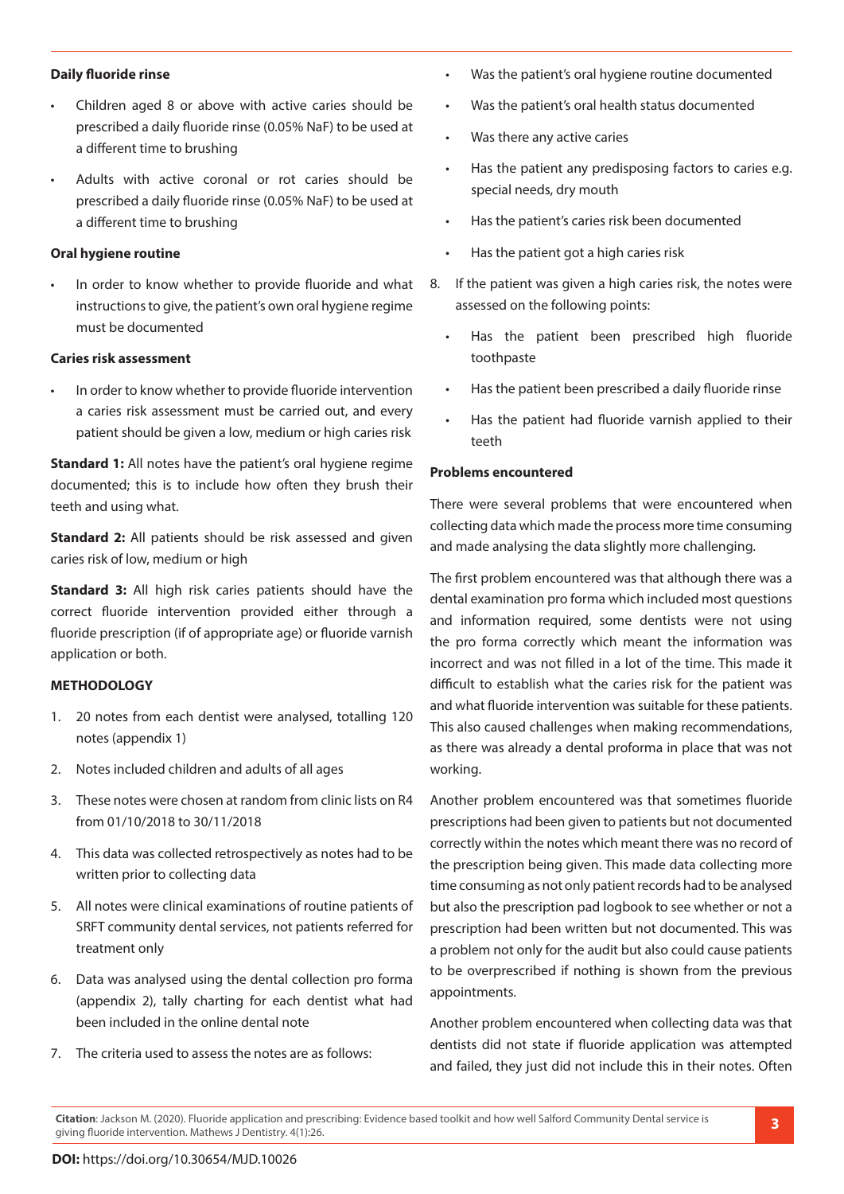**Daily fluoride rinse**

- Children aged 8 or above with active caries should be prescribed a daily fluoride rinse (0.05% NaF) to be used at a different time to brushing
- Adults with active coronal or rot caries should be prescribed a daily fluoride rinse (0.05% NaF) to be used at a different time to brushing

**Oral hygiene routine**

- In order to know whether to provide fluoride and what instructions to give, the patient's own oral hygiene regime must be documented

**Caries risk assessment**

- In order to know whether to provide fluoride intervention a caries risk assessment must be carried out, and every patient should be given a low, medium or high caries risk

**Standard 1:** All notes have the patient's oral hygiene regime documented; this is to include how often they brush their teeth and using what.

**Standard 2:** All patients should be risk assessed and given caries risk of low, medium or high

**Standard 3:** All high risk caries patients should have the correct fluoride intervention provided either through a fluoride prescription (if of appropriate age) or fluoride varnish application or both.

## METHODOLOGY

1. 20 notes from each dentist were analysed, totalling 120 notes (appendix 1)
2. Notes included children and adults of all ages
3. These notes were chosen at random from clinic lists on R4 from 01/10/2018 to 30/11/2018
4. This data was collected retrospectively as notes had to be written prior to collecting data
5. All notes were clinical examinations of routine patients of SRFT community dental services, not patients referred for treatment only
6. Data was analysed using the dental collection pro forma (appendix 2), tally charting for each dentist what had been included in the online dental note
7. The criteria used to assess the notes are as follows:
   - Was the patient's oral hygiene routine documented
   - Was the patient's oral health status documented
   - Was there any active caries
   - Has the patient any predisposing factors to caries e.g. special needs, dry mouth
   - Has the patient's caries risk been documented
   - Has the patient got a high caries risk
8. If the patient was given a high caries risk, the notes were assessed on the following points:
   - Has the patient been prescribed high fluoride toothpaste
   - Has the patient been prescribed a daily fluoride rinse
   - Has the patient had fluoride varnish applied to their teeth

**Problems encountered**

There were several problems that were encountered when collecting data which made the process more time consuming and made analysing the data slightly more challenging.

The first problem encountered was that although there was a dental examination pro forma which included most questions and information required, some dentists were not using the pro forma correctly which meant the information was incorrect and was not filled in a lot of the time. This made it difficult to establish what the caries risk for the patient was and what fluoride intervention was suitable for these patients. This also caused challenges when making recommendations, as there was already a dental proforma in place that was not working.

Another problem encountered was that sometimes fluoride prescriptions had been given to patients but not documented correctly within the notes which meant there was no record of the prescription being given. This made data collecting more time consuming as not only patient records had to be analysed but also the prescription pad logbook to see whether or not a prescription had been written but not documented. This was a problem not only for the audit but also could cause patients to be overprescribed if nothing is shown from the previous appointments.

Another problem encountered when collecting data was that dentists did not state if fluoride application was attempted and failed, they just did not include this in their notes. Often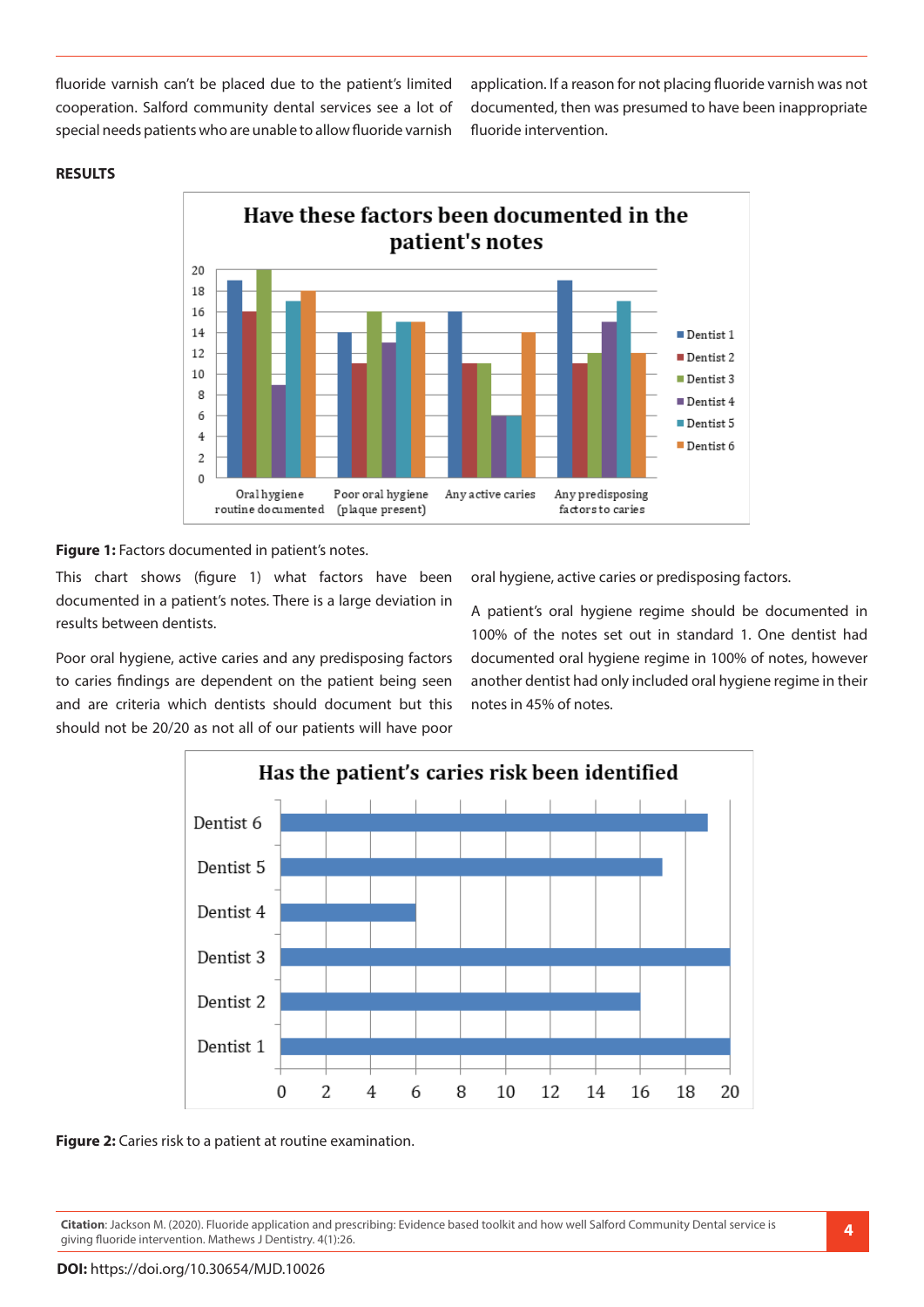fluoride varnish can't be placed due to the patient's limited cooperation. Salford community dental services see a lot of special needs patients who are unable to allow fluoride varnish application. If a reason for not placing fluoride varnish was not documented, then was presumed to have been inappropriate fluoride intervention.

## RESULTS

Figure 1: Factors documented in patient's notes.

This chart shows (figure 1) what factors have been documented in a patient's notes. There is a large deviation in results between dentists.

Poor oral hygiene, active caries and any predisposing factors to caries findings are dependent on the patient being seen and are criteria which dentists should document but this should not be 20/20 as not all of our patients will have poor oral hygiene, active caries or predisposing factors.

A patient's oral hygiene regime should be documented in 100% of the notes set out in standard 1. One dentist had documented oral hygiene regime in 100% of notes, however another dentist had only included oral hygiene regime in their notes in 45% of notes.

Figure 2: Caries risk to a patient at routine examination.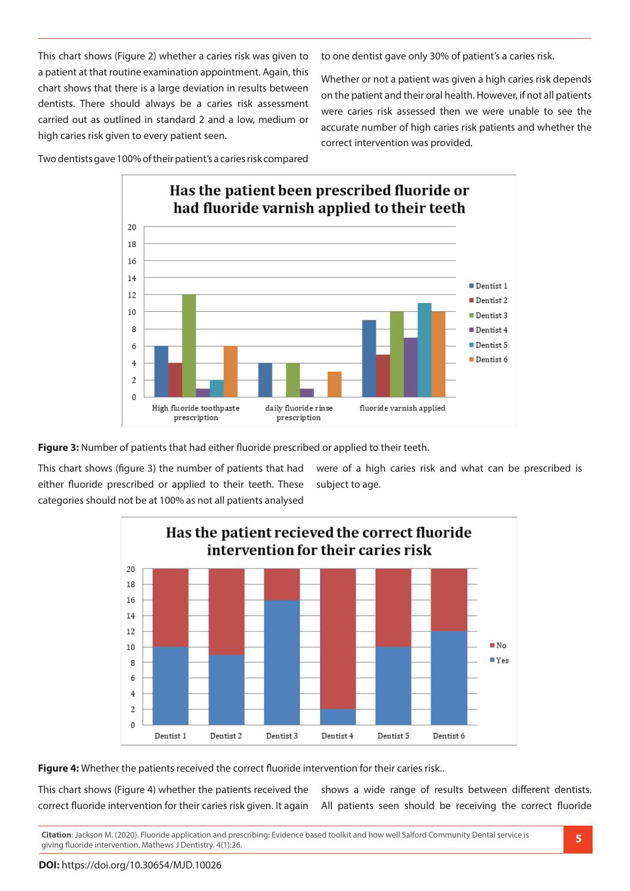This chart shows (Figure 2) whether a caries risk was given to a patient at that routine examination appointment. Again, this chart shows that there is a large deviation in results between dentists. There should always be a caries risk assessment carried out as outlined in standard 2 and a low, medium or high caries risk given to every patient seen.

Two dentists gave 100% of their patient's a caries risk compared to one dentist gave only 30% of patient's a caries risk.

Whether or not a patient was given a high caries risk depends on the patient and their oral health. However, if not all patients were caries risk assessed then we were unable to see the accurate number of high caries risk patients and whether the correct intervention was provided.

**Figure 3:** Number of patients that had either fluoride prescribed or applied to their teeth.

This chart shows (figure 3) the number of patients that had either fluoride prescribed or applied to their teeth. These categories should not be at 100% as not all patients analysed were of a high caries risk and what can be prescribed is subject to age.

**Figure 4:** Whether the patients received the correct fluoride intervention for their caries risk..

This chart shows (Figure 4) whether the patients received the correct fluoride intervention for their caries risk given. It again shows a wide range of results between different dentists. All patients seen should be receiving the correct fluoride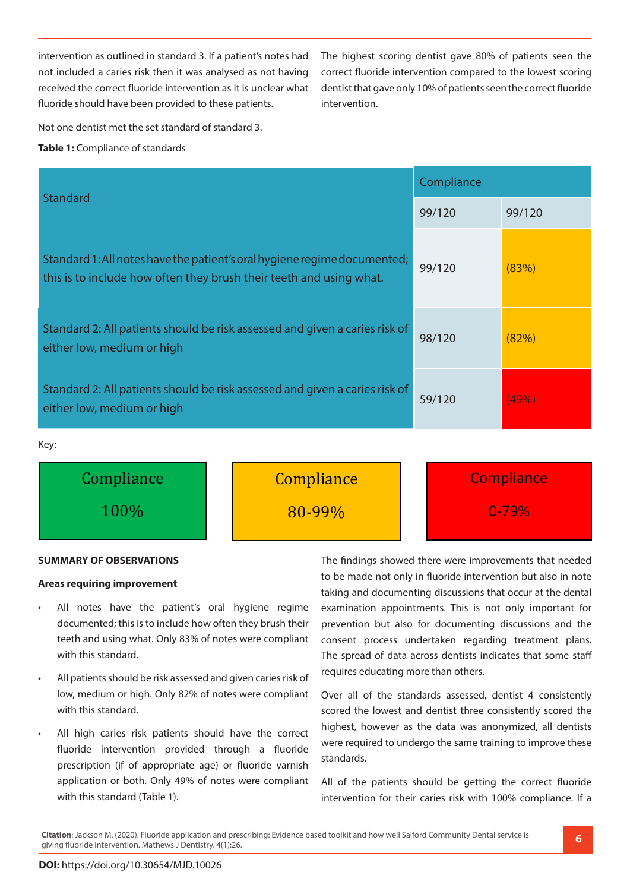intervention as outlined in standard 3. If a patient's notes had not included a caries risk then it was analysed as not having received the correct fluoride intervention as it is unclear what fluoride should have been provided to these patients.

Not one dentist met the set standard of standard 3.

The highest scoring dentist gave 80% of patients seen the correct fluoride intervention compared to the lowest scoring dentist that gave only 10% of patients seen the correct fluoride intervention.

**Table 1:** Compliance of standards

| Standard | Compliance | |
|---|---|---|
| | 99/120 | 99/120 |
| Standard 1: All notes have the patient's oral hygiene regime documented; this is to include how often they brush their teeth and using what. | 99/120 | (83%) |
| Standard 2: All patients should be risk assessed and given a caries risk of either low, medium or high | 98/120 | (82%) |
| Standard 2: All patients should be risk assessed and given a caries risk of either low, medium or high | 59/120 | (49%) |

Key:

| Compliance 100% | Compliance 80-99% | Compliance 0-79% |
|---|---|---|

## SUMMARY OF OBSERVATIONS

### Areas requiring improvement

- All notes have the patient's oral hygiene regime documented; this is to include how often they brush their teeth and using what. Only 83% of notes were compliant with this standard.
- All patients should be risk assessed and given caries risk of low, medium or high. Only 82% of notes were compliant with this standard.
- All high caries risk patients should have the correct fluoride intervention provided through a fluoride prescription (if of appropriate age) or fluoride varnish application or both. Only 49% of notes were compliant with this standard (Table 1).

The findings showed there were improvements that needed to be made not only in fluoride intervention but also in note taking and documenting discussions that occur at the dental examination appointments. This is not only important for prevention but also for documenting discussions and the consent process undertaken regarding treatment plans. The spread of data across dentists indicates that some staff requires educating more than others.

Over all of the standards assessed, dentist 4 consistently scored the lowest and dentist three consistently scored the highest, however as the data was anonymized, all dentists were required to undergo the same training to improve these standards.

All of the patients should be getting the correct fluoride intervention for their caries risk with 100% compliance. If a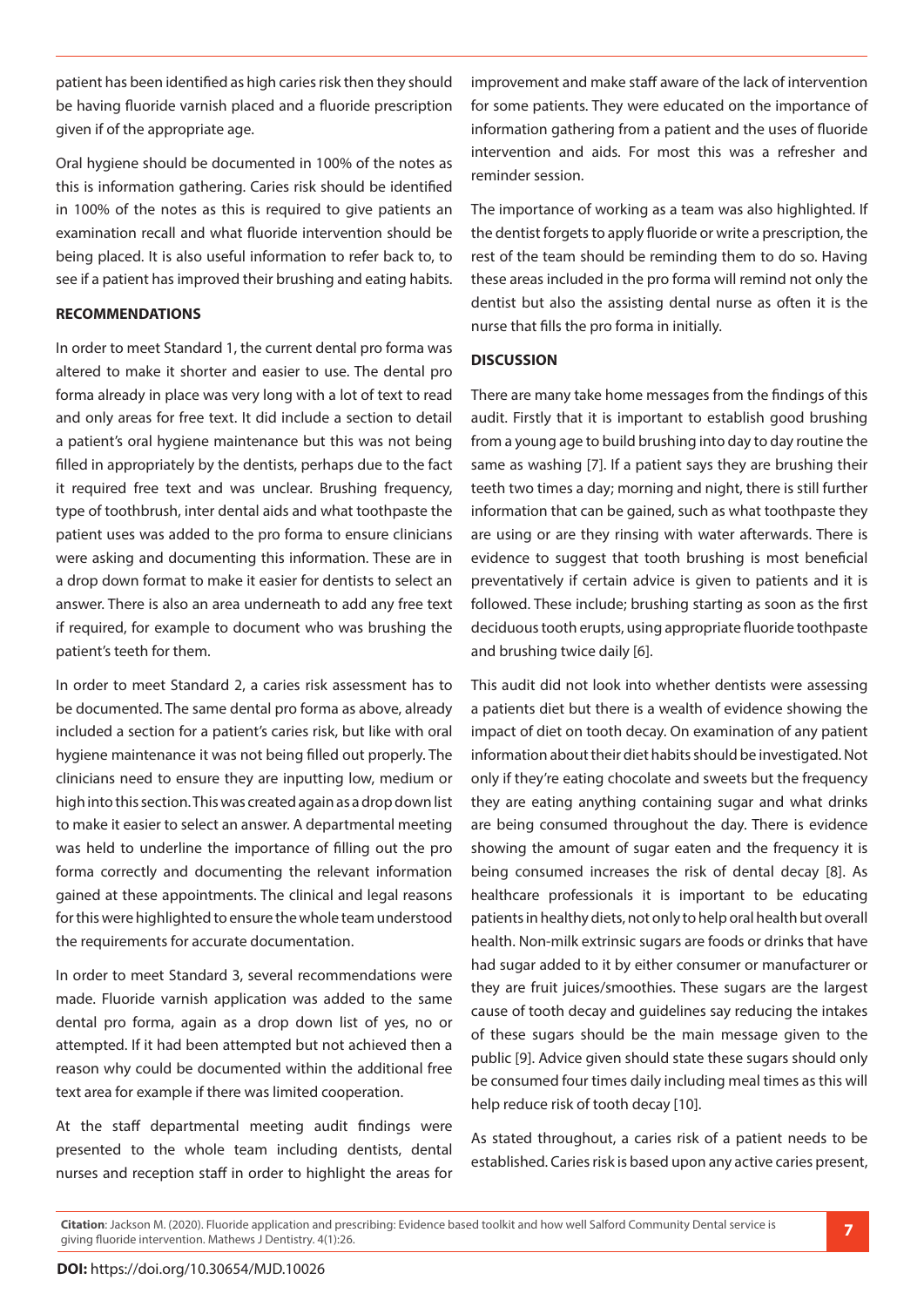patient has been identified as high caries risk then they should be having fluoride varnish placed and a fluoride prescription given if of the appropriate age.

Oral hygiene should be documented in 100% of the notes as this is information gathering. Caries risk should be identified in 100% of the notes as this is required to give patients an examination recall and what fluoride intervention should be being placed. It is also useful information to refer back to, to see if a patient has improved their brushing and eating habits.

**RECOMMENDATIONS**

In order to meet Standard 1, the current dental pro forma was altered to make it shorter and easier to use. The dental pro forma already in place was very long with a lot of text to read and only areas for free text. It did include a section to detail a patient's oral hygiene maintenance but this was not being filled in appropriately by the dentists, perhaps due to the fact it required free text and was unclear. Brushing frequency, type of toothbrush, inter dental aids and what toothpaste the patient uses was added to the pro forma to ensure clinicians were asking and documenting this information. These are in a drop down format to make it easier for dentists to select an answer. There is also an area underneath to add any free text if required, for example to document who was brushing the patient's teeth for them.

In order to meet Standard 2, a caries risk assessment has to be documented. The same dental pro forma as above, already included a section for a patient's caries risk, but like with oral hygiene maintenance it was not being filled out properly. The clinicians need to ensure they are inputting low, medium or high into this section. This was created again as a drop down list to make it easier to select an answer. A departmental meeting was held to underline the importance of filling out the pro forma correctly and documenting the relevant information gained at these appointments. The clinical and legal reasons for this were highlighted to ensure the whole team understood the requirements for accurate documentation.

In order to meet Standard 3, several recommendations were made. Fluoride varnish application was added to the same dental pro forma, again as a drop down list of yes, no or attempted. If it had been attempted but not achieved then a reason why could be documented within the additional free text area for example if there was limited cooperation.

At the staff departmental meeting audit findings were presented to the whole team including dentists, dental nurses and reception staff in order to highlight the areas for improvement and make staff aware of the lack of intervention for some patients. They were educated on the importance of information gathering from a patient and the uses of fluoride intervention and aids. For most this was a refresher and reminder session.

The importance of working as a team was also highlighted. If the dentist forgets to apply fluoride or write a prescription, the rest of the team should be reminding them to do so. Having these areas included in the pro forma will remind not only the dentist but also the assisting dental nurse as often it is the nurse that fills the pro forma in initially.

**DISCUSSION**

There are many take home messages from the findings of this audit. Firstly that it is important to establish good brushing from a young age to build brushing into day to day routine the same as washing [7]. If a patient says they are brushing their teeth two times a day; morning and night, there is still further information that can be gained, such as what toothpaste they are using or are they rinsing with water afterwards. There is evidence to suggest that tooth brushing is most beneficial preventatively if certain advice is given to patients and it is followed. These include; brushing starting as soon as the first deciduous tooth erupts, using appropriate fluoride toothpaste and brushing twice daily [6].

This audit did not look into whether dentists were assessing a patients diet but there is a wealth of evidence showing the impact of diet on tooth decay. On examination of any patient information about their diet habits should be investigated. Not only if they're eating chocolate and sweets but the frequency they are eating anything containing sugar and what drinks are being consumed throughout the day. There is evidence showing the amount of sugar eaten and the frequency it is being consumed increases the risk of dental decay [8]. As healthcare professionals it is important to be educating patients in healthy diets, not only to help oral health but overall health. Non-milk extrinsic sugars are foods or drinks that have had sugar added to it by either consumer or manufacturer or they are fruit juices/smoothies. These sugars are the largest cause of tooth decay and guidelines say reducing the intakes of these sugars should be the main message given to the public [9]. Advice given should state these sugars should only be consumed four times daily including meal times as this will help reduce risk of tooth decay [10].

As stated throughout, a caries risk of a patient needs to be established. Caries risk is based upon any active caries present,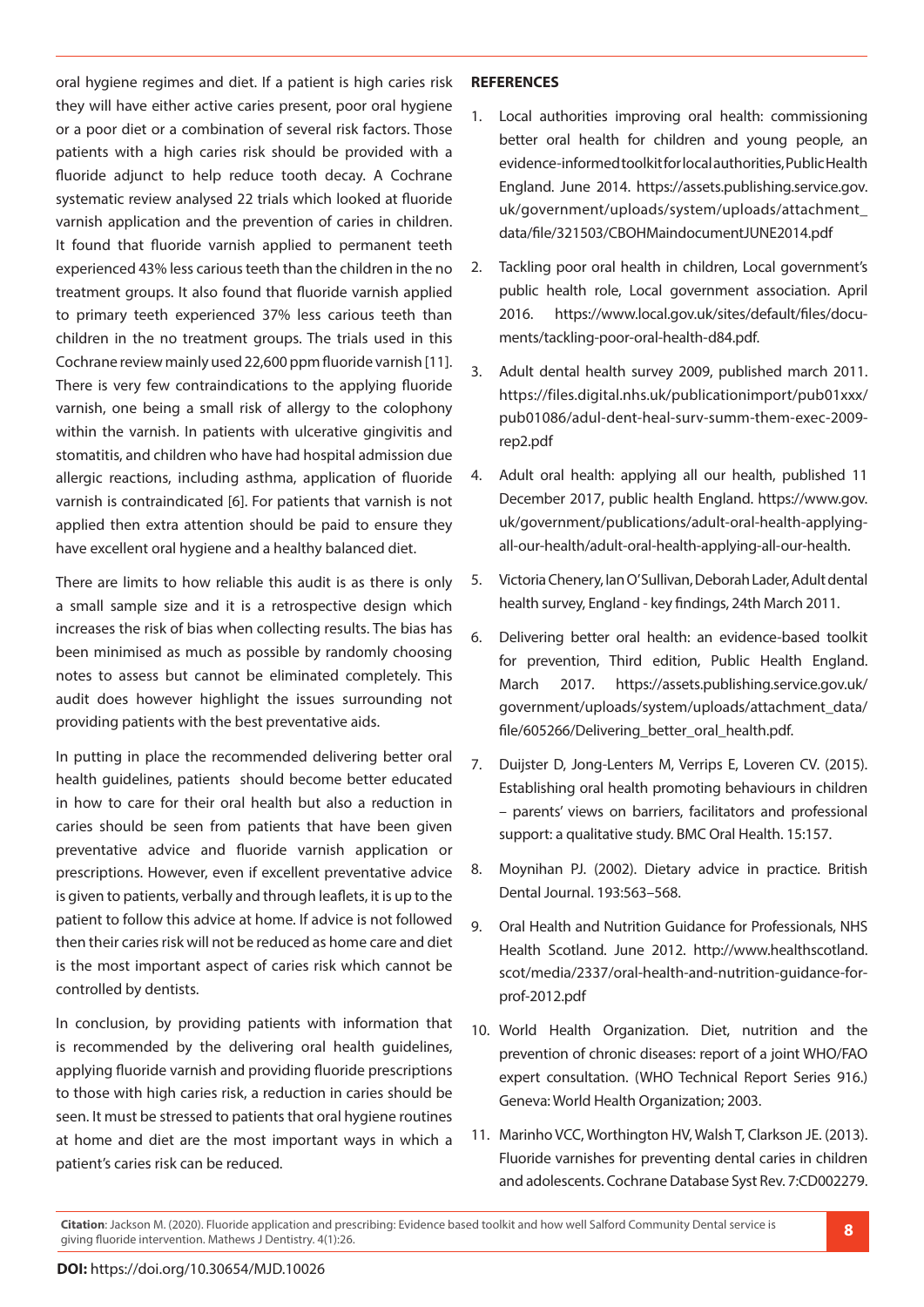oral hygiene regimes and diet. If a patient is high caries risk they will have either active caries present, poor oral hygiene or a poor diet or a combination of several risk factors. Those patients with a high caries risk should be provided with a fluoride adjunct to help reduce tooth decay. A Cochrane systematic review analysed 22 trials which looked at fluoride varnish application and the prevention of caries in children. It found that fluoride varnish applied to permanent teeth experienced 43% less carious teeth than the children in the no treatment groups. It also found that fluoride varnish applied to primary teeth experienced 37% less carious teeth than children in the no treatment groups. The trials used in this Cochrane review mainly used 22,600 ppm fluoride varnish [11]. There is very few contraindications to the applying fluoride varnish, one being a small risk of allergy to the colophony within the varnish. In patients with ulcerative gingivitis and stomatitis, and children who have had hospital admission due allergic reactions, including asthma, application of fluoride varnish is contraindicated [6]. For patients that varnish is not applied then extra attention should be paid to ensure they have excellent oral hygiene and a healthy balanced diet.

There are limits to how reliable this audit is as there is only a small sample size and it is a retrospective design which increases the risk of bias when collecting results. The bias has been minimised as much as possible by randomly choosing notes to assess but cannot be eliminated completely. This audit does however highlight the issues surrounding not providing patients with the best preventative aids.

In putting in place the recommended delivering better oral health guidelines, patients should become better educated in how to care for their oral health but also a reduction in caries should be seen from patients that have been given preventative advice and fluoride varnish application or prescriptions. However, even if excellent preventative advice is given to patients, verbally and through leaflets, it is up to the patient to follow this advice at home. If advice is not followed then their caries risk will not be reduced as home care and diet is the most important aspect of caries risk which cannot be controlled by dentists.

In conclusion, by providing patients with information that is recommended by the delivering oral health guidelines, applying fluoride varnish and providing fluoride prescriptions to those with high caries risk, a reduction in caries should be seen. It must be stressed to patients that oral hygiene routines at home and diet are the most important ways in which a patient's caries risk can be reduced.

**REFERENCES**

1. Local authorities improving oral health: commissioning better oral health for children and young people, an evidence-informed toolkit for local authorities, Public Health England. June 2014. https://assets.publishing.service.gov.uk/government/uploads/system/uploads/attachment_data/file/321503/CBOHMaindocumentJUNE2014.pdf

2. Tackling poor oral health in children, Local government's public health role, Local government association. April 2016. https://www.local.gov.uk/sites/default/files/documents/tackling-poor-oral-health-d84.pdf.

3. Adult dental health survey 2009, published march 2011. https://files.digital.nhs.uk/publicationimport/pub01xxx/pub01086/adul-dent-heal-surv-summ-them-exec-2009-rep2.pdf

4. Adult oral health: applying all our health, published 11 December 2017, public health England. https://www.gov.uk/government/publications/adult-oral-health-applying-all-our-health/adult-oral-health-applying-all-our-health.

5. Victoria Chenery, Ian O'Sullivan, Deborah Lader, Adult dental health survey, England - key findings, 24th March 2011.

6. Delivering better oral health: an evidence-based toolkit for prevention, Third edition, Public Health England. March 2017. https://assets.publishing.service.gov.uk/government/uploads/system/uploads/attachment_data/file/605266/Delivering_better_oral_health.pdf.

7. Duijster D, Jong-Lenters M, Verrips E, Loveren CV. (2015). Establishing oral health promoting behaviours in children – parents' views on barriers, facilitators and professional support: a qualitative study. BMC Oral Health. 15:157.

8. Moynihan PJ. (2002). Dietary advice in practice. British Dental Journal. 193:563–568.

9. Oral Health and Nutrition Guidance for Professionals, NHS Health Scotland. June 2012. http://www.healthscotland.scot/media/2337/oral-health-and-nutrition-guidance-for-prof-2012.pdf

10. World Health Organization. Diet, nutrition and the prevention of chronic diseases: report of a joint WHO/FAO expert consultation. (WHO Technical Report Series 916.) Geneva: World Health Organization; 2003.

11. Marinho VCC, Worthington HV, Walsh T, Clarkson JE. (2013). Fluoride varnishes for preventing dental caries in children and adolescents. Cochrane Database Syst Rev. 7:CD002279.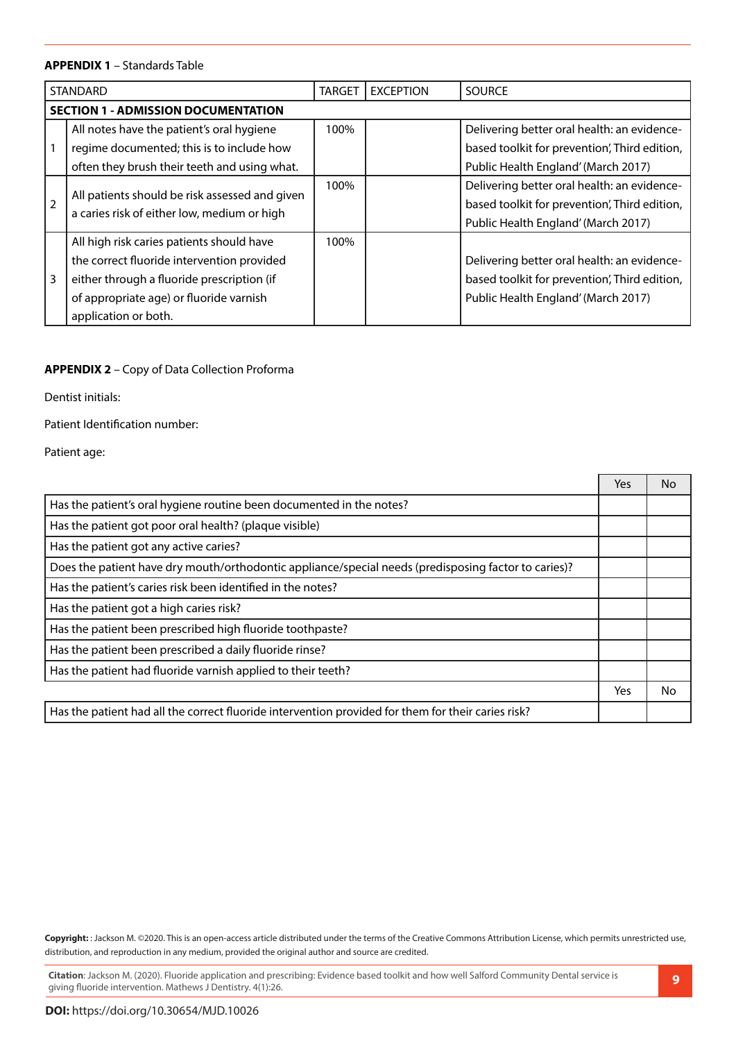**APPENDIX 1** – Standards Table

| | STANDARD | TARGET | EXCEPTION | SOURCE |
|---|---|---|---|---|
| **SECTION 1 - ADMISSION DOCUMENTATION** | | | | |
| 1 | All notes have the patient's oral hygiene regime documented; this is to include how often they brush their teeth and using what. | 100% | | Delivering better oral health: an evidence-based toolkit for prevention', Third edition, Public Health England' (March 2017) |
| 2 | All patients should be risk assessed and given a caries risk of either low, medium or high | 100% | | Delivering better oral health: an evidence-based toolkit for prevention', Third edition, Public Health England' (March 2017) |
| 3 | All high risk caries patients should have the correct fluoride intervention provided either through a fluoride prescription (if of appropriate age) or fluoride varnish application or both. | 100% | | Delivering better oral health: an evidence-based toolkit for prevention', Third edition, Public Health England' (March 2017) |

**APPENDIX 2** – Copy of Data Collection Proforma

Dentist initials:

Patient Identification number:

Patient age:

| | Yes | No |
|---|---|---|
| Has the patient's oral hygiene routine been documented in the notes? | | |
| Has the patient got poor oral health? (plaque visible) | | |
| Has the patient got any active caries? | | |
| Does the patient have dry mouth/orthodontic appliance/special needs (predisposing factor to caries)? | | |
| Has the patient's caries risk been identified in the notes? | | |
| Has the patient got a high caries risk? | | |
| Has the patient been prescribed high fluoride toothpaste? | | |
| Has the patient been prescribed a daily fluoride rinse? | | |
| Has the patient had fluoride varnish applied to their teeth? | | |
| | Yes | No |
| Has the patient had all the correct fluoride intervention provided for them for their caries risk? | | |

**Copyright:** : Jackson M. ©2020. This is an open-access article distributed under the terms of the Creative Commons Attribution License, which permits unrestricted use, distribution, and reproduction in any medium, provided the original author and source are credited.

**Citation**: Jackson M. (2020). Fluoride application and prescribing: Evidence based toolkit and how well Salford Community Dental service is giving fluoride intervention. Mathews J Dentistry. 4(1):26.

**DOI:** https://doi.org/10.30654/MJD.10026